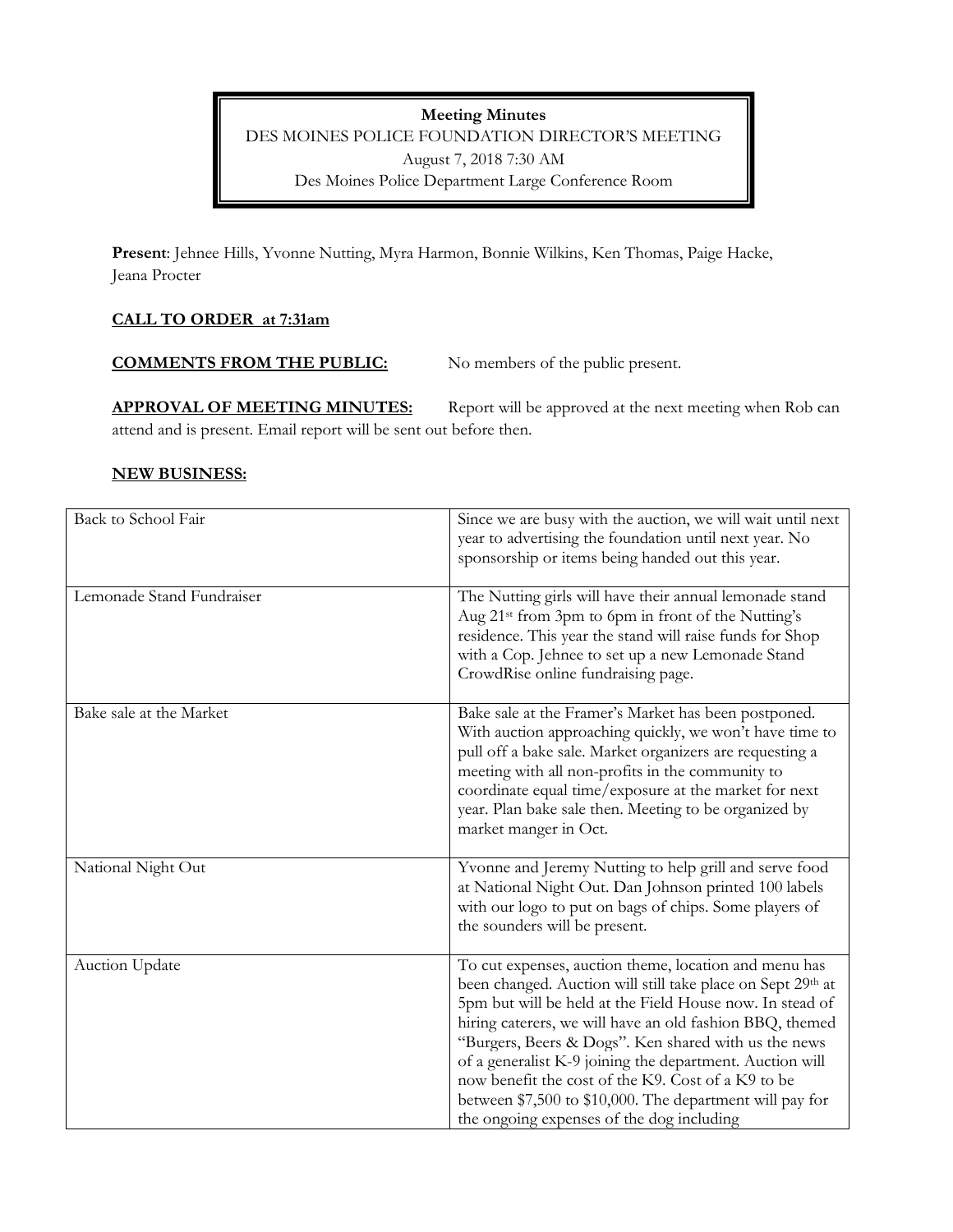**Meeting Minutes**

DES MOINES POLICE FOUNDATION DIRECTOR'S MEETING

August 7, 2018 7:30 AM

Des Moines Police Department Large Conference Room

**Present**: Jehnee Hills, Yvonne Nutting, Myra Harmon, Bonnie Wilkins, Ken Thomas, Paige Hacke, Jeana Procter

**CALL TO ORDER at 7:31am**

**COMMENTS FROM THE PUBLIC:** No members of the public present.

**APPROVAL OF MEETING MINUTES:** Report will be approved at the next meeting when Rob can attend and is present. Email report will be sent out before then.

**NEW BUSINESS:**

| | |
|---|---|
| Back to School Fair | Since we are busy with the auction, we will wait until next year to advertising the foundation until next year. No sponsorship or items being handed out this year. |
| Lemonade Stand Fundraiser | The Nutting girls will have their annual lemonade stand Aug 21st from 3pm to 6pm in front of the Nutting's residence. This year the stand will raise funds for Shop with a Cop. Jehnee to set up a new Lemonade Stand CrowdRise online fundraising page. |
| Bake sale at the Market | Bake sale at the Framer's Market has been postponed. With auction approaching quickly, we won't have time to pull off a bake sale. Market organizers are requesting a meeting with all non-profits in the community to coordinate equal time/exposure at the market for next year. Plan bake sale then. Meeting to be organized by market manger in Oct. |
| National Night Out | Yvonne and Jeremy Nutting to help grill and serve food at National Night Out. Dan Johnson printed 100 labels with our logo to put on bags of chips. Some players of the sounders will be present. |
| Auction Update | To cut expenses, auction theme, location and menu has been changed. Auction will still take place on Sept 29th at 5pm but will be held at the Field House now. In stead of hiring caterers, we will have an old fashion BBQ, themed "Burgers, Beers & Dogs". Ken shared with us the news of a generalist K-9 joining the department. Auction will now benefit the cost of the K9. Cost of a K9 to be between $7,500 to $10,000. The department will pay for the ongoing expenses of the dog including |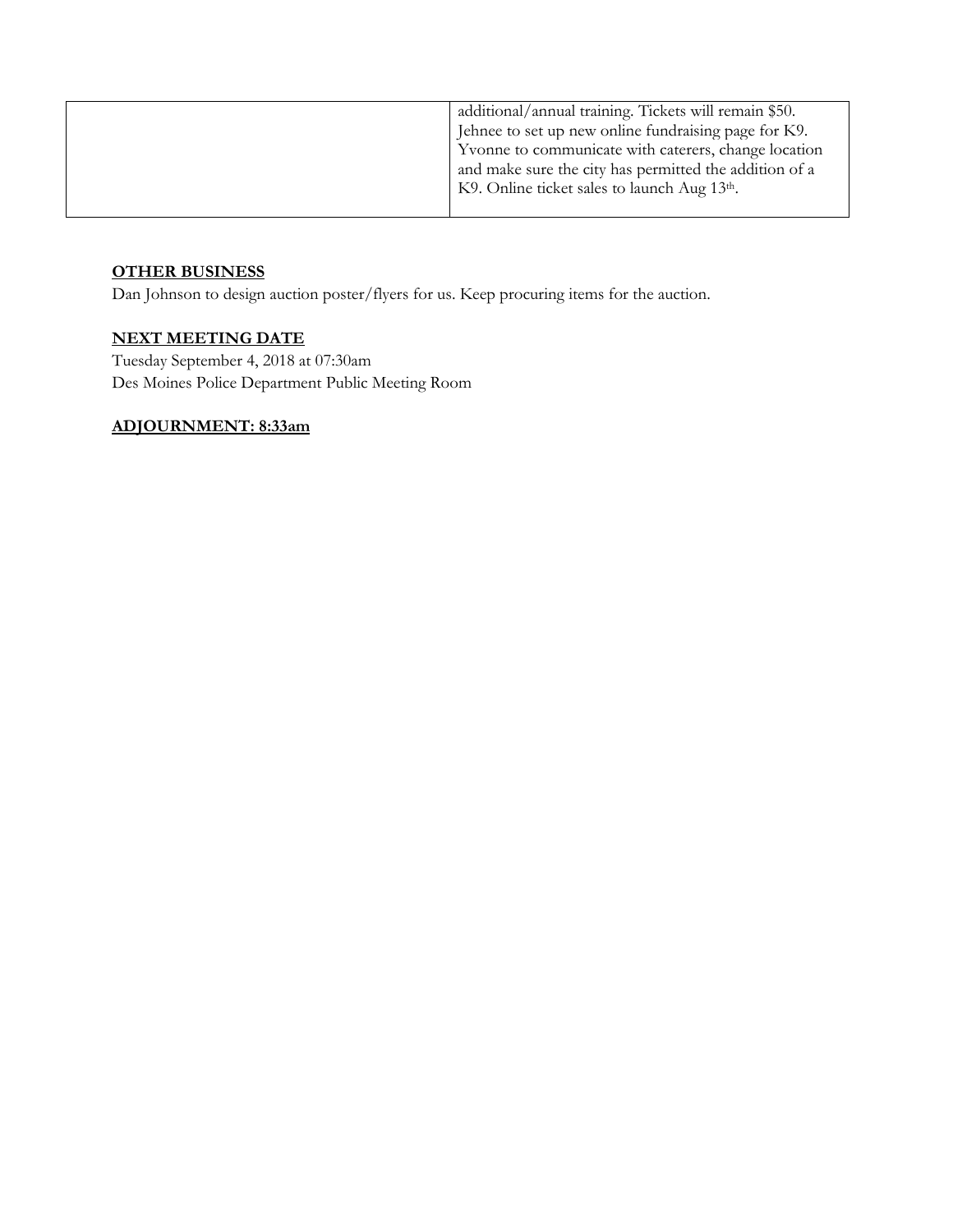| | |
|---|---|
| | additional/annual training. Tickets will remain $50. Jehnee to set up new online fundraising page for K9. Yvonne to communicate with caterers, change location and make sure the city has permitted the addition of a K9. Online ticket sales to launch Aug 13th. |

**OTHER BUSINESS**

Dan Johnson to design auction poster/flyers for us. Keep procuring items for the auction.

**NEXT MEETING DATE**

Tuesday September 4, 2018 at 07:30am
Des Moines Police Department Public Meeting Room

**ADJOURNMENT: 8:33am**